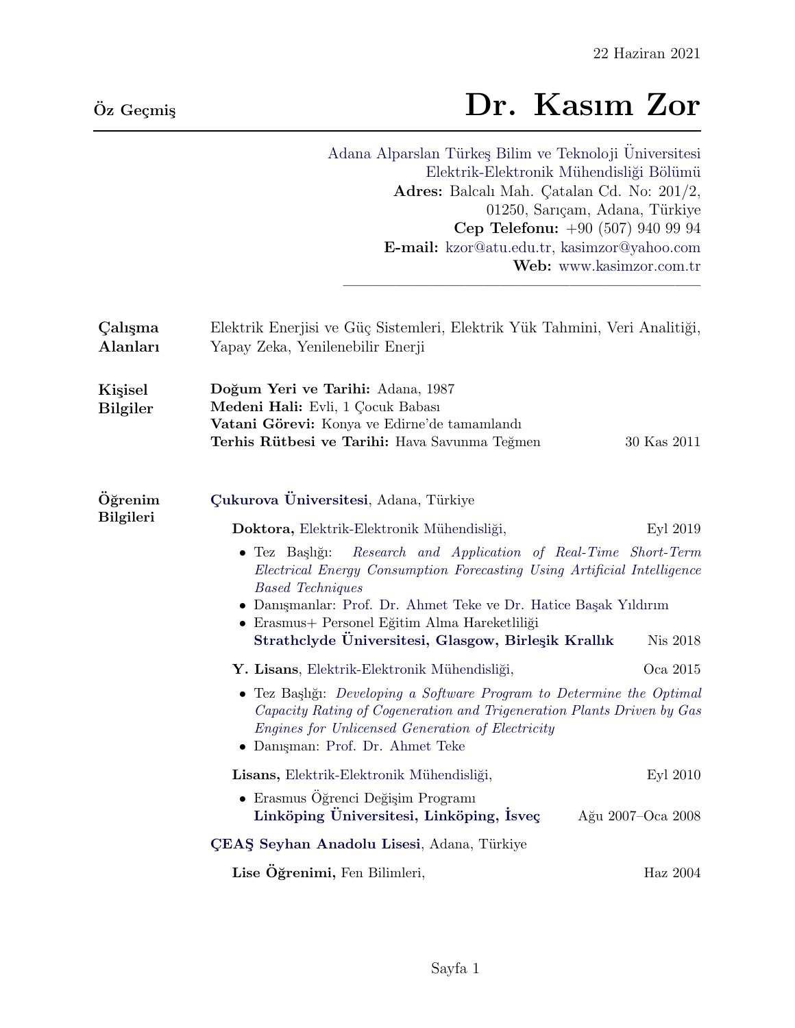22 Haziran 2021

**Öz Geçmiş**

# Dr. Kasım Zor

Adana Alparslan Türkeş Bilim ve Teknoloji Üniversitesi
Elektrik-Elektronik Mühendisliği Bölümü
**Adres:** Balcalı Mah. Çatalan Cd. No: 201/2,
01250, Sarıçam, Adana, Türkiye
**Cep Telefonu:** +90 (507) 940 99 94
**E-mail:** kzor@atu.edu.tr, kasimzor@yahoo.com
**Web:** www.kasimzor.com.tr

---

## Çalışma Alanları

Elektrik Enerjisi ve Güç Sistemleri, Elektrik Yük Tahmini, Veri Analitiği, Yapay Zeka, Yenilenebilir Enerji

## Kişisel Bilgiler

**Doğum Yeri ve Tarihi:** Adana, 1987
**Medeni Hali:** Evli, 1 Çocuk Babası
**Vatani Görevi:** Konya ve Edirne'de tamamlandı
**Terhis Rütbesi ve Tarihi:** Hava Savunma Teğmen — 30 Kas 2011

## Öğrenim Bilgileri

**Çukurova Üniversitesi**, Adana, Türkiye

**Doktora,** Elektrik-Elektronik Mühendisliği, — Eyl 2019

- Tez Başlığı: *Research and Application of Real-Time Short-Term Electrical Energy Consumption Forecasting Using Artificial Intelligence Based Techniques*
- Danışmanlar: Prof. Dr. Ahmet Teke ve Dr. Hatice Başak Yıldırım
- Erasmus+ Personel Eğitim Alma Hareketliliği
  **Strathclyde Üniversitesi, Glasgow, Birleşik Krallık** — Nis 2018

**Y. Lisans**, Elektrik-Elektronik Mühendisliği, — Oca 2015

- Tez Başlığı: *Developing a Software Program to Determine the Optimal Capacity Rating of Cogeneration and Trigeneration Plants Driven by Gas Engines for Unlicensed Generation of Electricity*
- Danışman: Prof. Dr. Ahmet Teke

**Lisans,** Elektrik-Elektronik Mühendisliği, — Eyl 2010

- Erasmus Öğrenci Değişim Programı
  **Linköping Üniversitesi, Linköping, İsveç** — Ağu 2007–Oca 2008

**ÇEAŞ Seyhan Anadolu Lisesi**, Adana, Türkiye

**Lise Öğrenimi,** Fen Bilimleri, — Haz 2004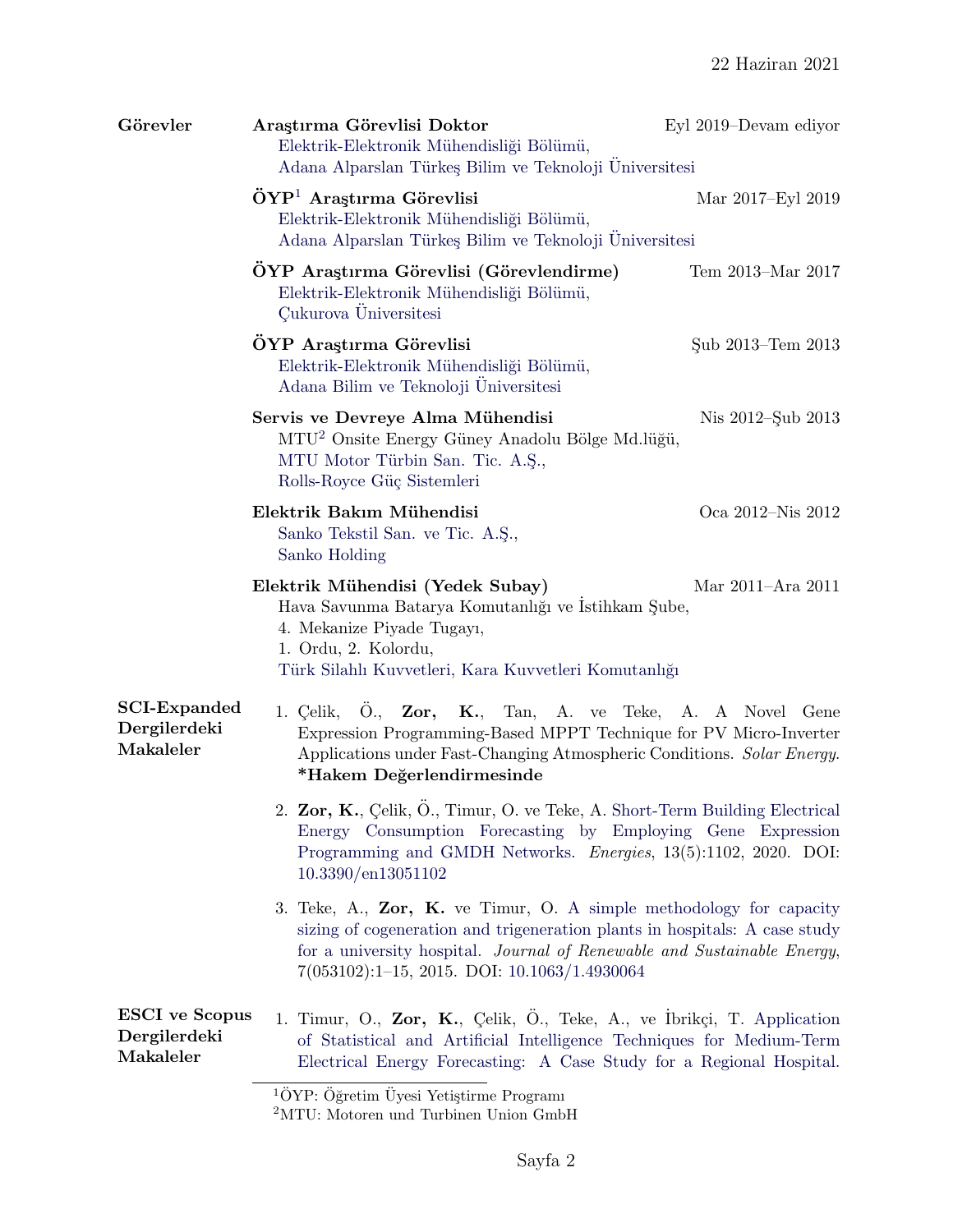22 Haziran 2021

## Görevler

**Araştırma Görevlisi Doktor** — Eyl 2019–Devam ediyor
Elektrik-Elektronik Mühendisliği Bölümü,
Adana Alparslan Türkeş Bilim ve Teknoloji Üniversitesi

**ÖYP[1] Araştırma Görevlisi** — Mar 2017–Eyl 2019
Elektrik-Elektronik Mühendisliği Bölümü,
Adana Alparslan Türkeş Bilim ve Teknoloji Üniversitesi

**ÖYP Araştırma Görevlisi (Görevlendirme)** — Tem 2013–Mar 2017
Elektrik-Elektronik Mühendisliği Bölümü,
Çukurova Üniversitesi

**ÖYP Araştırma Görevlisi** — Şub 2013–Tem 2013
Elektrik-Elektronik Mühendisliği Bölümü,
Adana Bilim ve Teknoloji Üniversitesi

**Servis ve Devreye Alma Mühendisi** — Nis 2012–Şub 2013
MTU[2] Onsite Energy Güney Anadolu Bölge Md.lüğü,
MTU Motor Türbin San. Tic. A.Ş.,
Rolls-Royce Güç Sistemleri

**Elektrik Bakım Mühendisi** — Oca 2012–Nis 2012
Sanko Tekstil San. ve Tic. A.Ş.,
Sanko Holding

**Elektrik Mühendisi (Yedek Subay)** — Mar 2011–Ara 2011
Hava Savunma Batarya Komutanlığı ve İstihkam Şube,
4. Mekanize Piyade Tugayı,
1. Ordu, 2. Kolordu,
Türk Silahlı Kuvvetleri, Kara Kuvvetleri Komutanlığı

## SCI-Expanded Dergilerdeki Makaleler

1. Çelik, Ö., **Zor, K.**, Tan, A. ve Teke, A. A Novel Gene Expression Programming-Based MPPT Technique for PV Micro-Inverter Applications under Fast-Changing Atmospheric Conditions. *Solar Energy.* **\*Hakem Değerlendirmesinde**

2. **Zor, K.**, Çelik, Ö., Timur, O. ve Teke, A. Short-Term Building Electrical Energy Consumption Forecasting by Employing Gene Expression Programming and GMDH Networks. *Energies*, 13(5):1102, 2020. DOI: 10.3390/en13051102

3. Teke, A., **Zor, K.** ve Timur, O. A simple methodology for capacity sizing of cogeneration and trigeneration plants in hospitals: A case study for a university hospital. *Journal of Renewable and Sustainable Energy*, 7(053102):1–15, 2015. DOI: 10.1063/1.4930064

## ESCI ve Scopus Dergilerdeki Makaleler

1. Timur, O., **Zor, K.**, Çelik, Ö., Teke, A., ve İbrikçi, T. Application of Statistical and Artificial Intelligence Techniques for Medium-Term Electrical Energy Forecasting: A Case Study for a Regional Hospital.

---

[1] ÖYP: Öğretim Üyesi Yetiştirme Programı
[2] MTU: Motoren und Turbinen Union GmbH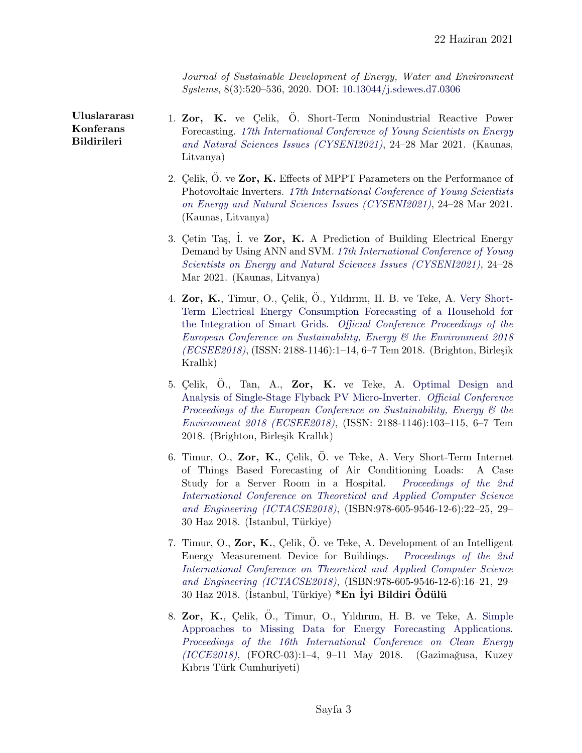*Journal of Sustainable Development of Energy, Water and Environment Systems*, 8(3):520–536, 2020. DOI: 10.13044/j.sdewes.d7.0306

**Uluslararası Konferans Bildirileri**

1. **Zor, K.** ve Çelik, Ö. Short-Term Nonindustrial Reactive Power Forecasting. *17th International Conference of Young Scientists on Energy and Natural Sciences Issues (CYSENI2021)*, 24–28 Mar 2021. (Kaunas, Litvanya)

2. Çelik, Ö. ve **Zor, K.** Effects of MPPT Parameters on the Performance of Photovoltaic Inverters. *17th International Conference of Young Scientists on Energy and Natural Sciences Issues (CYSENI2021)*, 24–28 Mar 2021. (Kaunas, Litvanya)

3. Çetin Taş, İ. ve **Zor, K.** A Prediction of Building Electrical Energy Demand by Using ANN and SVM. *17th International Conference of Young Scientists on Energy and Natural Sciences Issues (CYSENI2021)*, 24–28 Mar 2021. (Kaunas, Litvanya)

4. **Zor, K.**, Timur, O., Çelik, Ö., Yıldırım, H. B. ve Teke, A. Very Short-Term Electrical Energy Consumption Forecasting of a Household for the Integration of Smart Grids. *Official Conference Proceedings of the European Conference on Sustainability, Energy & the Environment 2018 (ECSEE2018)*, (ISSN: 2188-1146):1–14, 6–7 Tem 2018. (Brighton, Birleşik Krallık)

5. Çelik, Ö., Tan, A., **Zor, K.** ve Teke, A. Optimal Design and Analysis of Single-Stage Flyback PV Micro-Inverter. *Official Conference Proceedings of the European Conference on Sustainability, Energy & the Environment 2018 (ECSEE2018)*, (ISSN: 2188-1146):103–115, 6–7 Tem 2018. (Brighton, Birleşik Krallık)

6. Timur, O., **Zor, K.**, Çelik, Ö. ve Teke, A. Very Short-Term Internet of Things Based Forecasting of Air Conditioning Loads: A Case Study for a Server Room in a Hospital. *Proceedings of the 2nd International Conference on Theoretical and Applied Computer Science and Engineering (ICTACSE2018)*, (ISBN:978-605-9546-12-6):22–25, 29–30 Haz 2018. (İstanbul, Türkiye)

7. Timur, O., **Zor, K.**, Çelik, Ö. ve Teke, A. Development of an Intelligent Energy Measurement Device for Buildings. *Proceedings of the 2nd International Conference on Theoretical and Applied Computer Science and Engineering (ICTACSE2018)*, (ISBN:978-605-9546-12-6):16–21, 29–30 Haz 2018. (İstanbul, Türkiye) **\*En İyi Bildiri Ödülü**

8. **Zor, K.**, Çelik, Ö., Timur, O., Yıldırım, H. B. ve Teke, A. Simple Approaches to Missing Data for Energy Forecasting Applications. *Proceedings of the 16th International Conference on Clean Energy (ICCE2018)*, (FORC-03):1–4, 9–11 May 2018. (Gazimağusa, Kuzey Kıbrıs Türk Cumhuriyeti)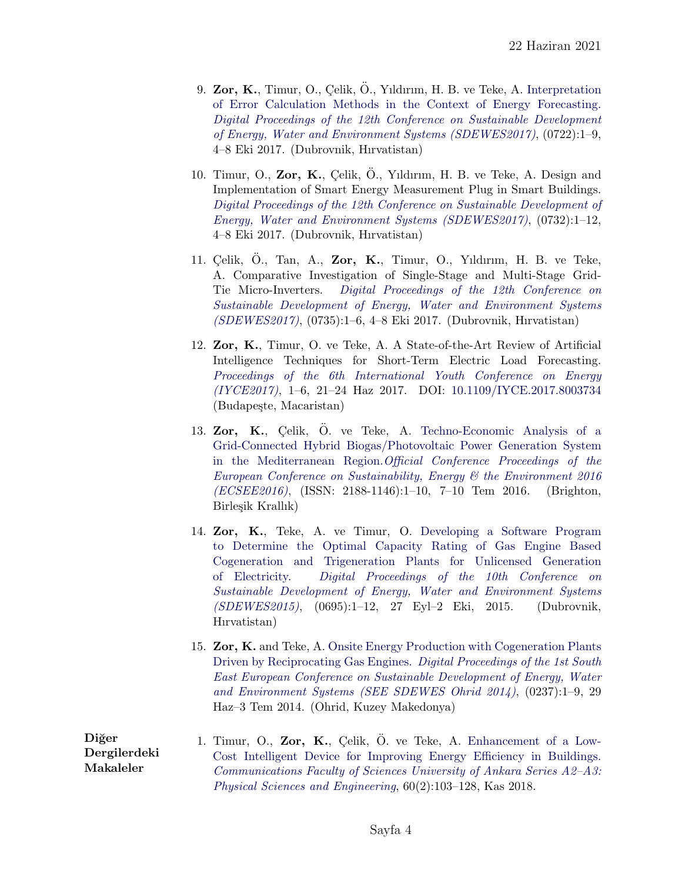9. **Zor, K.**, Timur, O., Çelik, Ö., Yıldırım, H. B. ve Teke, A. Interpretation of Error Calculation Methods in the Context of Energy Forecasting. *Digital Proceedings of the 12th Conference on Sustainable Development of Energy, Water and Environment Systems (SDEWES2017)*, (0722):1–9, 4–8 Eki 2017. (Dubrovnik, Hırvatistan)

10. Timur, O., **Zor, K.**, Çelik, Ö., Yıldırım, H. B. ve Teke, A. Design and Implementation of Smart Energy Measurement Plug in Smart Buildings. *Digital Proceedings of the 12th Conference on Sustainable Development of Energy, Water and Environment Systems (SDEWES2017)*, (0732):1–12, 4–8 Eki 2017. (Dubrovnik, Hırvatistan)

11. Çelik, Ö., Tan, A., **Zor, K.**, Timur, O., Yıldırım, H. B. ve Teke, A. Comparative Investigation of Single-Stage and Multi-Stage Grid-Tie Micro-Inverters. *Digital Proceedings of the 12th Conference on Sustainable Development of Energy, Water and Environment Systems (SDEWES2017)*, (0735):1–6, 4–8 Eki 2017. (Dubrovnik, Hırvatistan)

12. **Zor, K.**, Timur, O. ve Teke, A. A State-of-the-Art Review of Artificial Intelligence Techniques for Short-Term Electric Load Forecasting. *Proceedings of the 6th International Youth Conference on Energy (IYCE2017)*, 1–6, 21–24 Haz 2017. DOI: 10.1109/IYCE.2017.8003734 (Budapeşte, Macaristan)

13. **Zor, K.**, Çelik, Ö. ve Teke, A. Techno-Economic Analysis of a Grid-Connected Hybrid Biogas/Photovoltaic Power Generation System in the Mediterranean Region. *Official Conference Proceedings of the European Conference on Sustainability, Energy & the Environment 2016 (ECSEE2016)*, (ISSN: 2188-1146):1–10, 7–10 Tem 2016. (Brighton, Birleşik Krallık)

14. **Zor, K.**, Teke, A. ve Timur, O. Developing a Software Program to Determine the Optimal Capacity Rating of Gas Engine Based Cogeneration and Trigeneration Plants for Unlicensed Generation of Electricity. *Digital Proceedings of the 10th Conference on Sustainable Development of Energy, Water and Environment Systems (SDEWES2015)*, (0695):1–12, 27 Eyl–2 Eki, 2015. (Dubrovnik, Hırvatistan)

15. **Zor, K.** and Teke, A. Onsite Energy Production with Cogeneration Plants Driven by Reciprocating Gas Engines. *Digital Proceedings of the 1st South East European Conference on Sustainable Development of Energy, Water and Environment Systems (SEE SDEWES Ohrid 2014)*, (0237):1–9, 29 Haz–3 Tem 2014. (Ohrid, Kuzey Makedonya)

**Diğer Dergilerdeki Makaleler**

1. Timur, O., **Zor, K.**, Çelik, Ö. ve Teke, A. Enhancement of a Low-Cost Intelligent Device for Improving Energy Efficiency in Buildings. *Communications Faculty of Sciences University of Ankara Series A2–A3: Physical Sciences and Engineering*, 60(2):103–128, Kas 2018.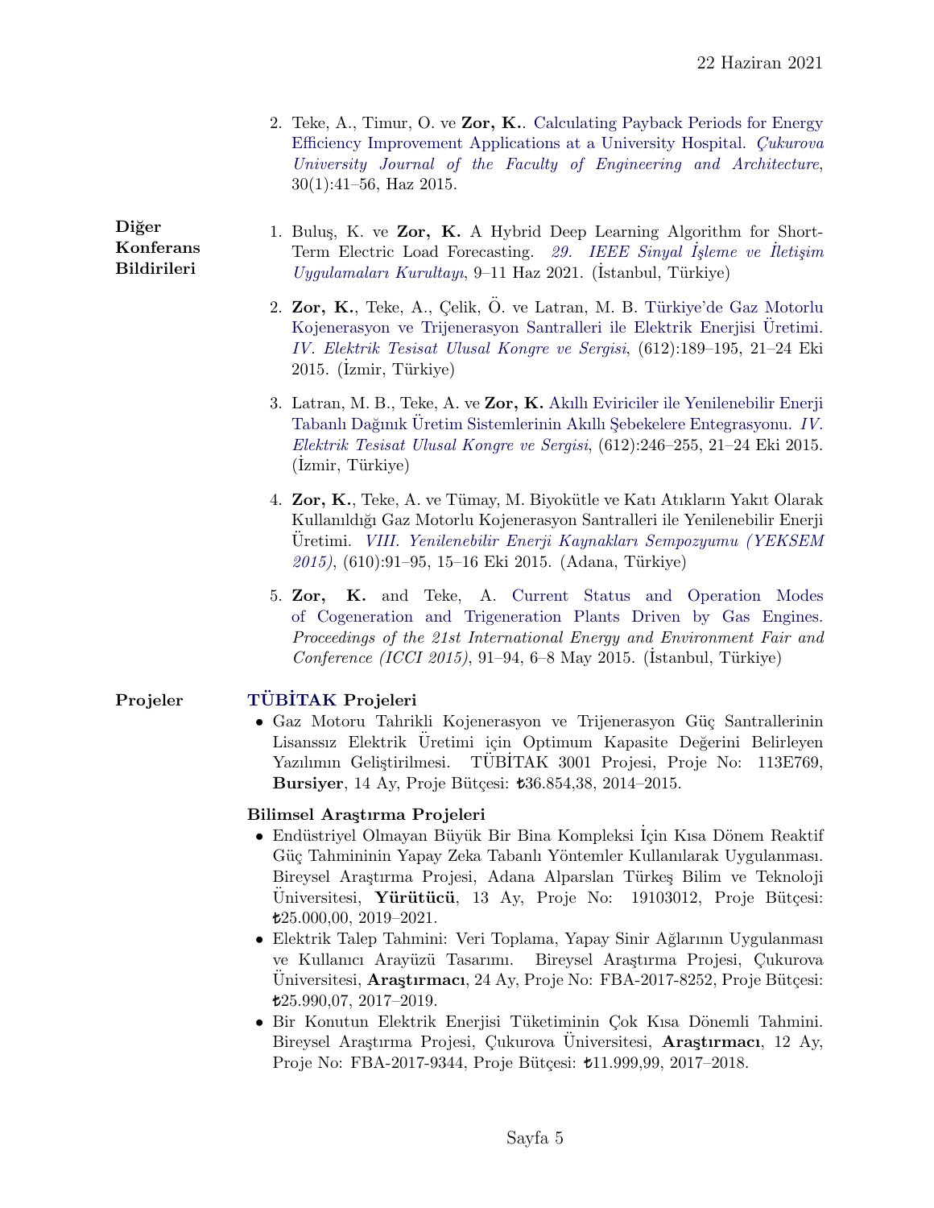2. Teke, A., Timur, O. ve **Zor, K.**. Calculating Payback Periods for Energy Efficiency Improvement Applications at a University Hospital. *Çukurova University Journal of the Faculty of Engineering and Architecture*, 30(1):41–56, Haz 2015.

## Diğer Konferans Bildirileri

1. Buluş, K. ve **Zor, K.** A Hybrid Deep Learning Algorithm for Short-Term Electric Load Forecasting. *29. IEEE Sinyal İşleme ve İletişim Uygulamaları Kurultayı*, 9–11 Haz 2021. (İstanbul, Türkiye)

2. **Zor, K.**, Teke, A., Çelik, Ö. ve Latran, M. B. Türkiye'de Gaz Motorlu Kojenerasyon ve Trijenerasyon Santralleri ile Elektrik Enerjisi Üretimi. *IV. Elektrik Tesisat Ulusal Kongre ve Sergisi*, (612):189–195, 21–24 Eki 2015. (İzmir, Türkiye)

3. Latran, M. B., Teke, A. ve **Zor, K.** Akıllı Eviriciler ile Yenilenebilir Enerji Tabanlı Dağınık Üretim Sistemlerinin Akıllı Şebekelere Entegrasyonu. *IV. Elektrik Tesisat Ulusal Kongre ve Sergisi*, (612):246–255, 21–24 Eki 2015. (İzmir, Türkiye)

4. **Zor, K.**, Teke, A. ve Tümay, M. Biyokütle ve Katı Atıkların Yakıt Olarak Kullanıldığı Gaz Motorlu Kojenerasyon Santralleri ile Yenilenebilir Enerji Üretimi. *VIII. Yenilenebilir Enerji Kaynakları Sempozyumu (YEKSEM 2015)*, (610):91–95, 15–16 Eki 2015. (Adana, Türkiye)

5. **Zor, K.** and Teke, A. Current Status and Operation Modes of Cogeneration and Trigeneration Plants Driven by Gas Engines. *Proceedings of the 21st International Energy and Environment Fair and Conference (ICCI 2015)*, 91–94, 6–8 May 2015. (İstanbul, Türkiye)

## Projeler

### TÜBİTAK Projeleri

- Gaz Motoru Tahrikli Kojenerasyon ve Trijenerasyon Güç Santrallerinin Lisanssız Elektrik Üretimi için Optimum Kapasite Değerini Belirleyen Yazılımın Geliştirilmesi. TÜBİTAK 3001 Projesi, Proje No: 113E769, **Bursiyer**, 14 Ay, Proje Bütçesi: ₺36.854,38, 2014–2015.

### Bilimsel Araştırma Projeleri

- Endüstriyel Olmayan Büyük Bir Bina Kompleksi İçin Kısa Dönem Reaktif Güç Tahmininin Yapay Zeka Tabanlı Yöntemler Kullanılarak Uygulanması. Bireysel Araştırma Projesi, Adana Alparslan Türkeş Bilim ve Teknoloji Üniversitesi, **Yürütücü**, 13 Ay, Proje No: 19103012, Proje Bütçesi: ₺25.000,00, 2019–2021.
- Elektrik Talep Tahmini: Veri Toplama, Yapay Sinir Ağlarının Uygulanması ve Kullanıcı Arayüzü Tasarımı. Bireysel Araştırma Projesi, Çukurova Üniversitesi, **Araştırmacı**, 24 Ay, Proje No: FBA-2017-8252, Proje Bütçesi: ₺25.990,07, 2017–2019.
- Bir Konutun Elektrik Enerjisi Tüketiminin Çok Kısa Dönemli Tahmini. Bireysel Araştırma Projesi, Çukurova Üniversitesi, **Araştırmacı**, 12 Ay, Proje No: FBA-2017-9344, Proje Bütçesi: ₺11.999,99, 2017–2018.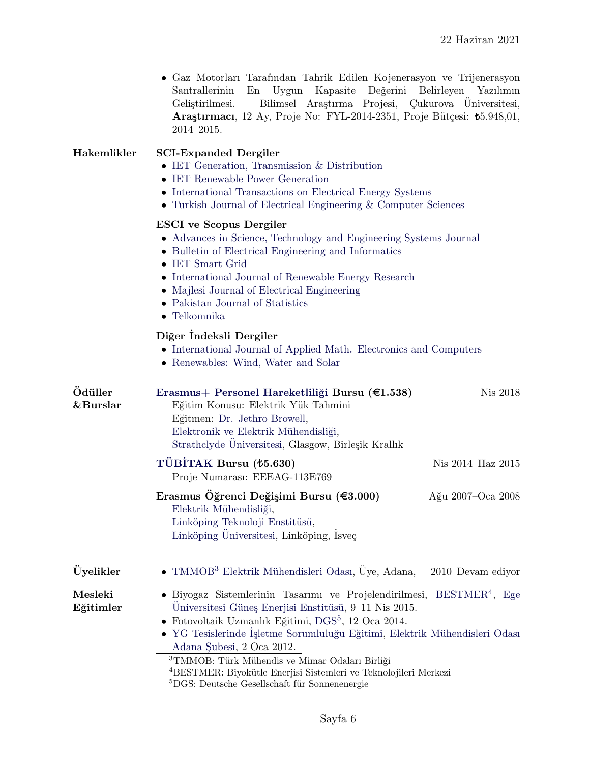- Gaz Motorları Tarafından Tahrik Edilen Kojenerasyon ve Trijenerasyon Santrallerinin En Uygun Kapasite Değerini Belirleyen Yazılımın Geliştirilmesi. Bilimsel Araştırma Projesi, Çukurova Üniversitesi, **Araştırmacı**, 12 Ay, Proje No: FYL-2014-2351, Proje Bütçesi: ₺5.948,01, 2014–2015.

## Hakemlikler

**SCI-Expanded Dergiler**

- IET Generation, Transmission & Distribution
- IET Renewable Power Generation
- International Transactions on Electrical Energy Systems
- Turkish Journal of Electrical Engineering & Computer Sciences

**ESCI ve Scopus Dergiler**

- Advances in Science, Technology and Engineering Systems Journal
- Bulletin of Electrical Engineering and Informatics
- IET Smart Grid
- International Journal of Renewable Energy Research
- Majlesi Journal of Electrical Engineering
- Pakistan Journal of Statistics
- Telkomnika

**Diğer İndeksli Dergiler**

- International Journal of Applied Math. Electronics and Computers
- Renewables: Wind, Water and Solar

## Ödüller &Burslar

**Erasmus+ Personel Hareketliliği Bursu (€1.538)** — Nis 2018
Eğitim Konusu: Elektrik Yük Tahmini
Eğitmen: Dr. Jethro Browell,
Elektronik ve Elektrik Mühendisliği,
Strathclyde Üniversitesi, Glasgow, Birleşik Krallık

**TÜBİTAK Bursu (₺5.630)** — Nis 2014–Haz 2015
Proje Numarası: EEEAG-113E769

**Erasmus Öğrenci Değişimi Bursu (€3.000)** — Ağu 2007–Oca 2008
Elektrik Mühendisliği,
Linköping Teknoloji Enstitüsü,
Linköping Üniversitesi, Linköping, İsveç

## Üyelikler

- TMMOB[3] Elektrik Mühendisleri Odası, Üye, Adana, — 2010–Devam ediyor

## Mesleki Eğitimler

- Biyogaz Sistemlerinin Tasarımı ve Projelendirilmesi, BESTMER[4], Ege Üniversitesi Güneş Enerjisi Enstitüsü, 9–11 Nis 2015.
- Fotovoltaik Uzmanlık Eğitimi, DGS[5], 12 Oca 2014.
- YG Tesislerinde İşletme Sorumluluğu Eğitimi, Elektrik Mühendisleri Odası Adana Şubesi, 2 Oca 2012.

---

[3]TMMOB: Türk Mühendis ve Mimar Odaları Birliği
[4]BESTMER: Biyokütle Enerjisi Sistemleri ve Teknolojileri Merkezi
[5]DGS: Deutsche Gesellschaft für Sonnenenergie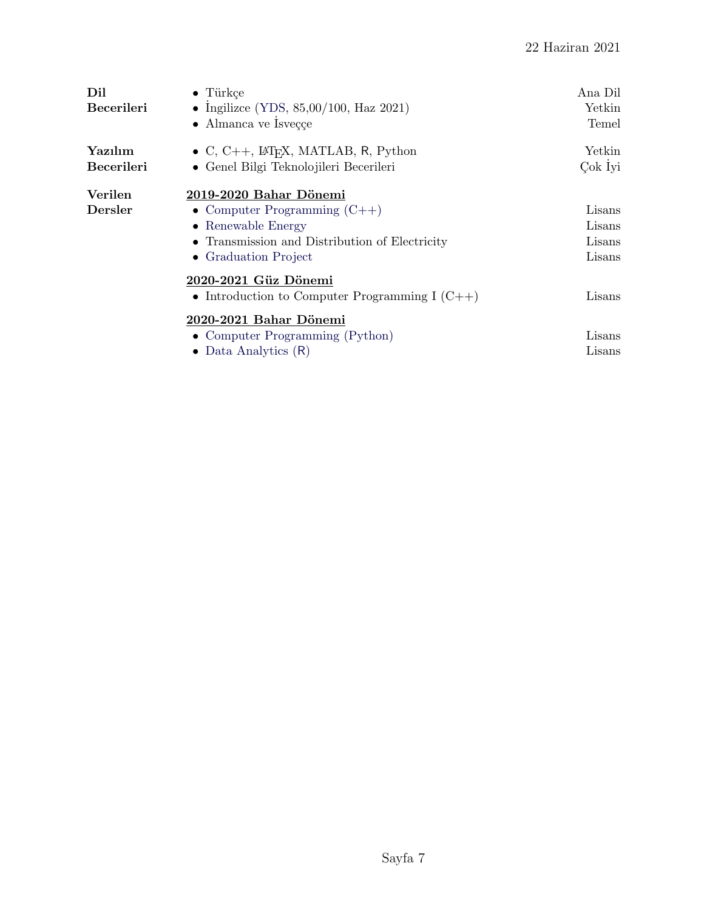**Dil Becerileri**

- Türkçe — Ana Dil
- İngilizce (YDS, 85,00/100, Haz 2021) — Yetkin
- Almanca ve İsveççe — Temel

**Yazılım Becerileri**

- C, C++, LaTeX, MATLAB, R, Python — Yetkin
- Genel Bilgi Teknolojileri Becerileri — Çok İyi

**Verilen Dersler**

**2019-2020 Bahar Dönemi**

- Computer Programming (C++) — Lisans
- Renewable Energy — Lisans
- Transmission and Distribution of Electricity — Lisans
- Graduation Project — Lisans

**2020-2021 Güz Dönemi**

- Introduction to Computer Programming I (C++) — Lisans

**2020-2021 Bahar Dönemi**

- Computer Programming (Python) — Lisans
- Data Analytics (R) — Lisans